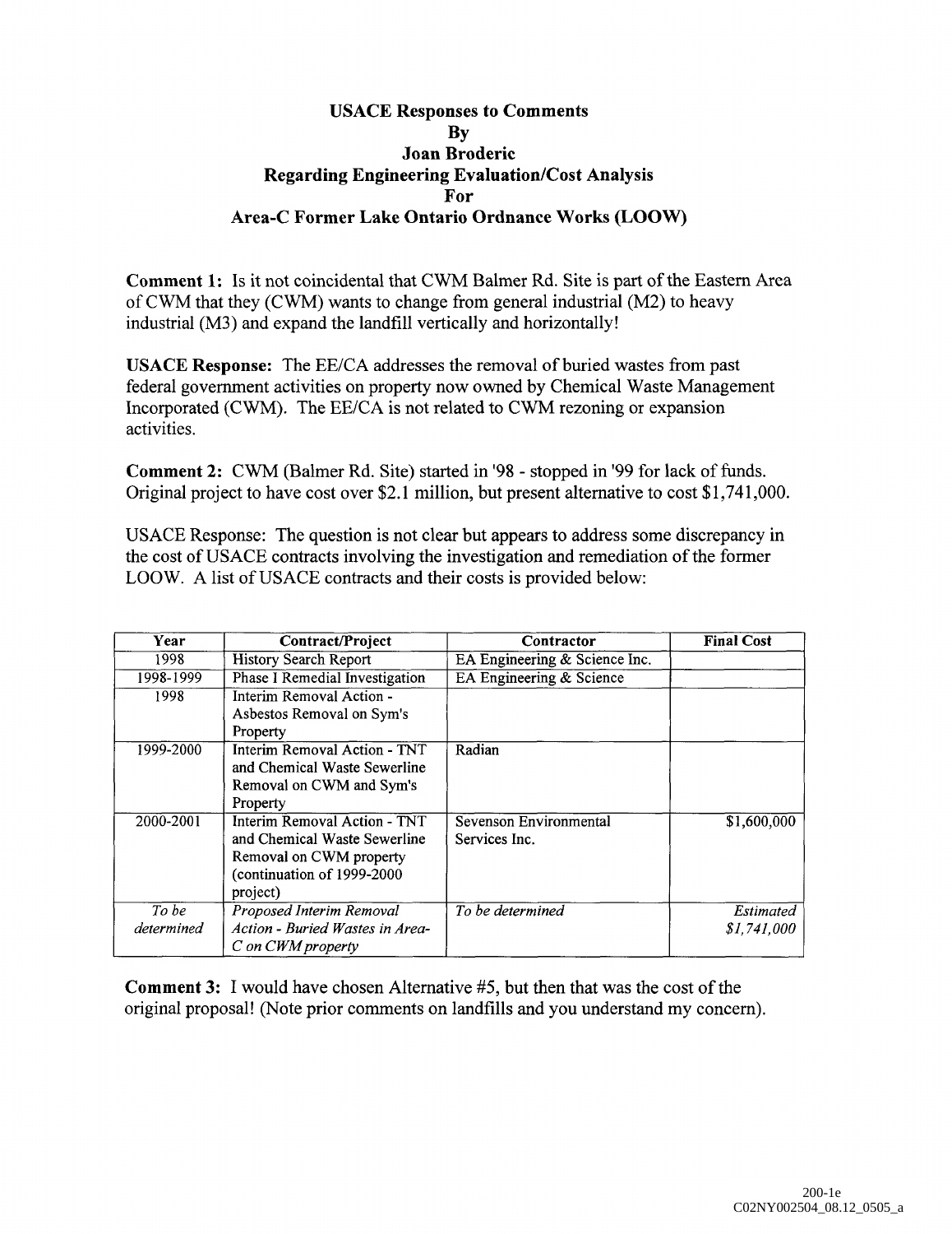# USACE Responses to Comments By Joan Broderic Regarding Engineering Evaluation/Cost Analysis For Area-C Former Lake Ontario Ordnance Works (LOOW)

**Comment 1:** Is it not coincidental that CWM Balmer Rd. Site is part of the Eastern Area of CWM that they (CWM) wants to change from general industrial (M2) to heavy industrial (M3) and expand the landfill vertically and horizontally!

**USACE Response:** The EE/CA addresses the removal of buried wastes from past federal government activities on property now owned by Chemical Waste Management Incorporated (CWM). The EE/CA is not related to CWM rezoning or expansion activities.

**Comment 2:** CWM (Balmer Rd. Site) started in '98 - stopped in '99 for lack of funds. Original project to have cost over $2.1 million, but present alternative to cost $1,741,000.

USACE Response: The question is not clear but appears to address some discrepancy in the cost of USACE contracts involving the investigation and remediation of the former LOOW. A list of USACE contracts and their costs is provided below:

| Year | Contract/Project | Contractor | Final Cost |
|---|---|---|---|
| 1998 | History Search Report | EA Engineering & Science Inc. | |
| 1998-1999 | Phase I Remedial Investigation | EA Engineering & Science | |
| 1998 | Interim Removal Action - Asbestos Removal on Sym's Property | | |
| 1999-2000 | Interim Removal Action - TNT and Chemical Waste Sewerline Removal on CWM and Sym's Property | Radian | |
| 2000-2001 | Interim Removal Action - TNT and Chemical Waste Sewerline Removal on CWM property (continuation of 1999-2000 project) | Sevenson Environmental Services Inc. | $1,600,000 |
| *To be determined* | *Proposed Interim Removal Action - Buried Wastes in Area-C on CWM property* | *To be determined* | *Estimated $1,741,000* |

**Comment 3:** I would have chosen Alternative #5, but then that was the cost of the original proposal! (Note prior comments on landfills and you understand my concern).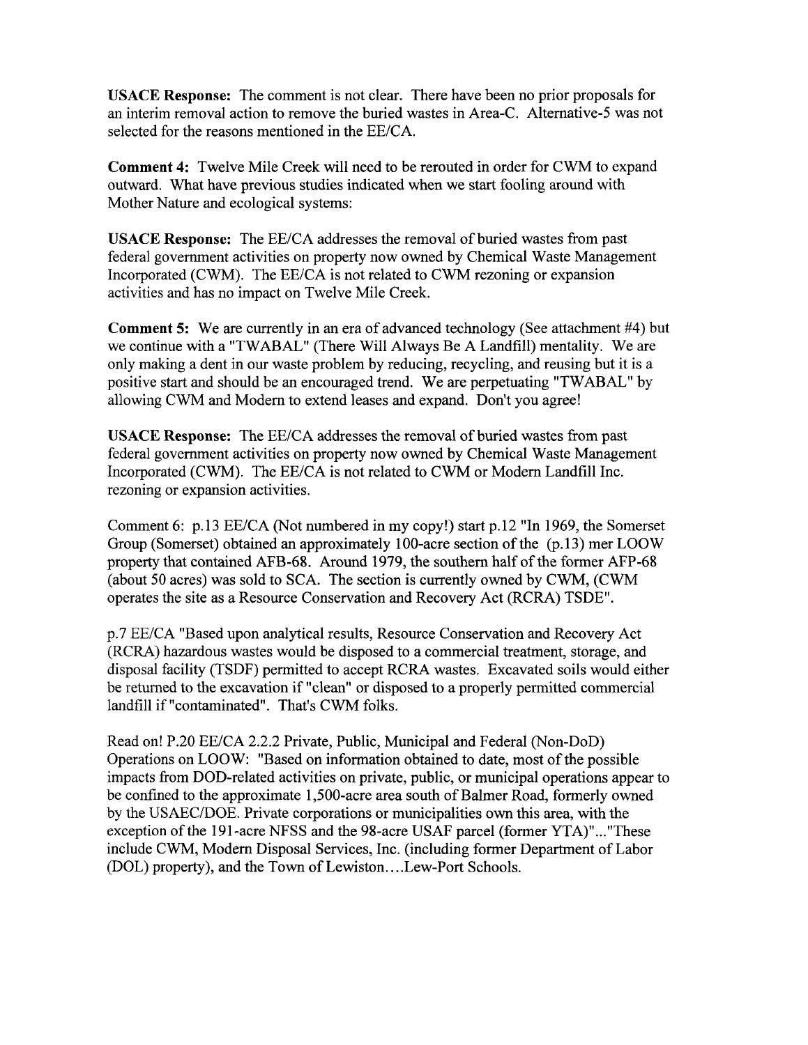**USACE Response:** The comment is not clear. There have been no prior proposals for an interim removal action to remove the buried wastes in Area-C. Alternative-5 was not selected for the reasons mentioned in the EE/CA.

**Comment 4:** Twelve Mile Creek will need to be rerouted in order for CWM to expand outward. What have previous studies indicated when we start fooling around with Mother Nature and ecological systems:

**USACE Response:** The EE/CA addresses the removal of buried wastes from past federal government activities on property now owned by Chemical Waste Management Incorporated (CWM). The EE/CA is not related to CWM rezoning or expansion activities and has no impact on Twelve Mile Creek.

**Comment 5:** We are currently in an era of advanced technology (See attachment #4) but we continue with a "TWABAL" (There Will Always Be A Landfill) mentality. We are only making a dent in our waste problem by reducing, recycling, and reusing but it is a positive start and should be an encouraged trend. We are perpetuating "TWABAL" by allowing CWM and Modern to extend leases and expand. Don't you agree!

**USACE Response:** The EE/CA addresses the removal of buried wastes from past federal government activities on property now owned by Chemical Waste Management Incorporated (CWM). The EE/CA is not related to CWM or Modern Landfill Inc. rezoning or expansion activities.

Comment 6: p.13 EE/CA (Not numbered in my copy!) start p.12 "In 1969, the Somerset Group (Somerset) obtained an approximately 100-acre section of the (p.13) mer LOOW property that contained AFB-68. Around 1979, the southern half of the former AFP-68 (about 50 acres) was sold to SCA. The section is currently owned by CWM, (CWM operates the site as a Resource Conservation and Recovery Act (RCRA) TSDE".

p.7 EE/CA "Based upon analytical results, Resource Conservation and Recovery Act (RCRA) hazardous wastes would be disposed to a commercial treatment, storage, and disposal facility (TSDF) permitted to accept RCRA wastes. Excavated soils would either be returned to the excavation if "clean" or disposed to a properly permitted commercial landfill if "contaminated". That's CWM folks.

Read on! P.20 EE/CA 2.2.2 Private, Public, Municipal and Federal (Non-DoD) Operations on LOOW: "Based on information obtained to date, most of the possible impacts from DOD-related activities on private, public, or municipal operations appear to be confined to the approximate 1,500-acre area south of Balmer Road, formerly owned by the USAEC/DOE. Private corporations or municipalities own this area, with the exception of the 191-acre NFSS and the 98-acre USAF parcel (former YTA)"..."These include CWM, Modern Disposal Services, Inc. (including former Department of Labor (DOL) property), and the Town of Lewiston....Lew-Port Schools.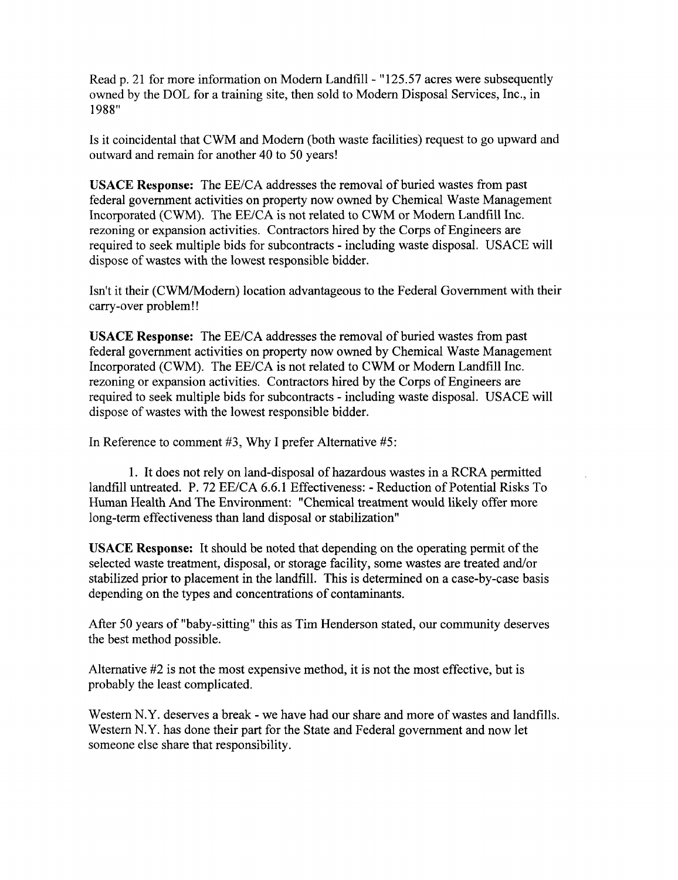Read p. 21 for more information on Modern Landfill - "125.57 acres were subsequently owned by the DOL for a training site, then sold to Modern Disposal Services, Inc., in 1988"

Is it coincidental that CWM and Modern (both waste facilities) request to go upward and outward and remain for another 40 to 50 years!

**USACE Response:** The EE/CA addresses the removal of buried wastes from past federal government activities on property now owned by Chemical Waste Management Incorporated (CWM). The EE/CA is not related to CWM or Modern Landfill Inc. rezoning or expansion activities. Contractors hired by the Corps of Engineers are required to seek multiple bids for subcontracts - including waste disposal. USACE will dispose of wastes with the lowest responsible bidder.

Isn't it their (CWM/Modern) location advantageous to the Federal Government with their carry-over problem!!

**USACE Response:** The EE/CA addresses the removal of buried wastes from past federal government activities on property now owned by Chemical Waste Management Incorporated (CWM). The EE/CA is not related to CWM or Modern Landfill Inc. rezoning or expansion activities. Contractors hired by the Corps of Engineers are required to seek multiple bids for subcontracts - including waste disposal. USACE will dispose of wastes with the lowest responsible bidder.

In Reference to comment #3, Why I prefer Alternative #5:

1. It does not rely on land-disposal of hazardous wastes in a RCRA permitted landfill untreated. P. 72 EE/CA 6.6.1 Effectiveness: - Reduction of Potential Risks To Human Health And The Environment: "Chemical treatment would likely offer more long-term effectiveness than land disposal or stabilization"

**USACE Response:** It should be noted that depending on the operating permit of the selected waste treatment, disposal, or storage facility, some wastes are treated and/or stabilized prior to placement in the landfill. This is determined on a case-by-case basis depending on the types and concentrations of contaminants.

After 50 years of "baby-sitting" this as Tim Henderson stated, our community deserves the best method possible.

Alternative #2 is not the most expensive method, it is not the most effective, but is probably the least complicated.

Western N.Y. deserves a break - we have had our share and more of wastes and landfills. Western N.Y. has done their part for the State and Federal government and now let someone else share that responsibility.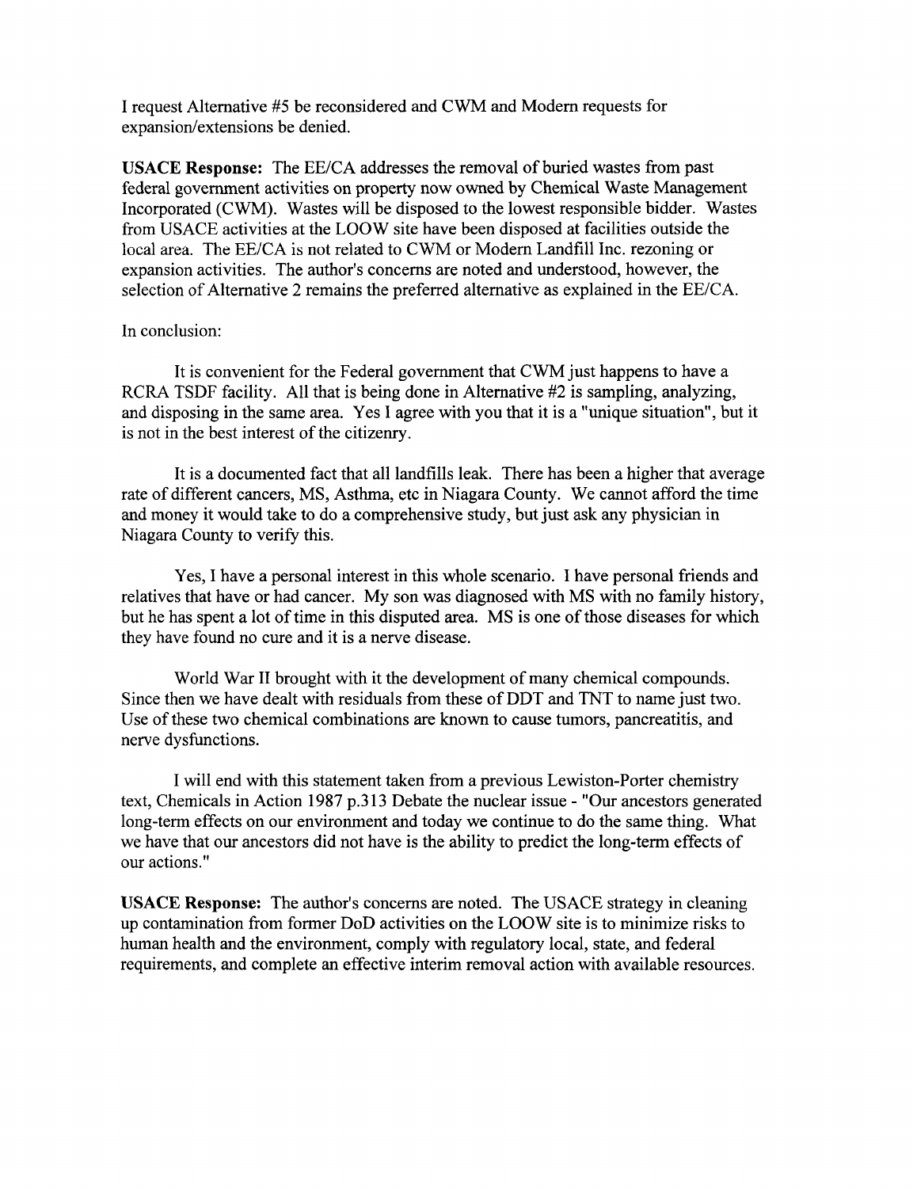I request Alternative #5 be reconsidered and CWM and Modern requests for expansion/extensions be denied.

**USACE Response:** The EE/CA addresses the removal of buried wastes from past federal government activities on property now owned by Chemical Waste Management Incorporated (CWM). Wastes will be disposed to the lowest responsible bidder. Wastes from USACE activities at the LOOW site have been disposed at facilities outside the local area. The EE/CA is not related to CWM or Modern Landfill Inc. rezoning or expansion activities. The author's concerns are noted and understood, however, the selection of Alternative 2 remains the preferred alternative as explained in the EE/CA.

In conclusion:

It is convenient for the Federal government that CWM just happens to have a RCRA TSDF facility. All that is being done in Alternative #2 is sampling, analyzing, and disposing in the same area. Yes I agree with you that it is a "unique situation", but it is not in the best interest of the citizenry.

It is a documented fact that all landfills leak. There has been a higher that average rate of different cancers, MS, Asthma, etc in Niagara County. We cannot afford the time and money it would take to do a comprehensive study, but just ask any physician in Niagara County to verify this.

Yes, I have a personal interest in this whole scenario. I have personal friends and relatives that have or had cancer. My son was diagnosed with MS with no family history, but he has spent a lot of time in this disputed area. MS is one of those diseases for which they have found no cure and it is a nerve disease.

World War II brought with it the development of many chemical compounds. Since then we have dealt with residuals from these of DDT and TNT to name just two. Use of these two chemical combinations are known to cause tumors, pancreatitis, and nerve dysfunctions.

I will end with this statement taken from a previous Lewiston-Porter chemistry text, Chemicals in Action 1987 p.313 Debate the nuclear issue - "Our ancestors generated long-term effects on our environment and today we continue to do the same thing. What we have that our ancestors did not have is the ability to predict the long-term effects of our actions."

**USACE Response:** The author's concerns are noted. The USACE strategy in cleaning up contamination from former DoD activities on the LOOW site is to minimize risks to human health and the environment, comply with regulatory local, state, and federal requirements, and complete an effective interim removal action with available resources.